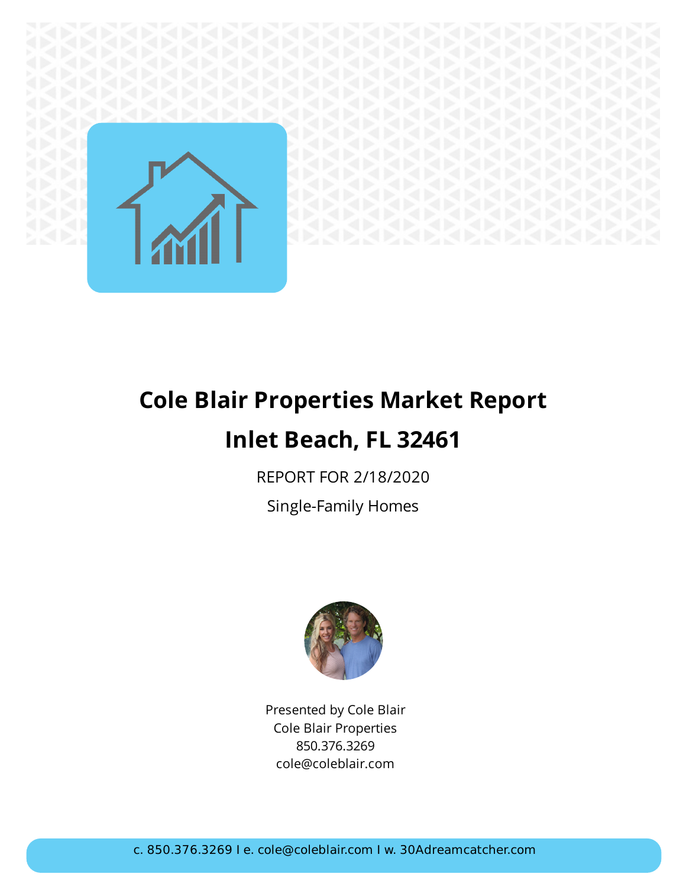# Cole Blair Properties Market Report

# Inlet Beach, FL 32461

REPORT FOR 2/18/2020

Single-Family Homes

Presented by Cole Blair
Cole Blair Properties
850.376.3269
cole@coleblair.com

c. 850.376.3269 I e. cole@coleblair.com I w. 30Adreamcatcher.com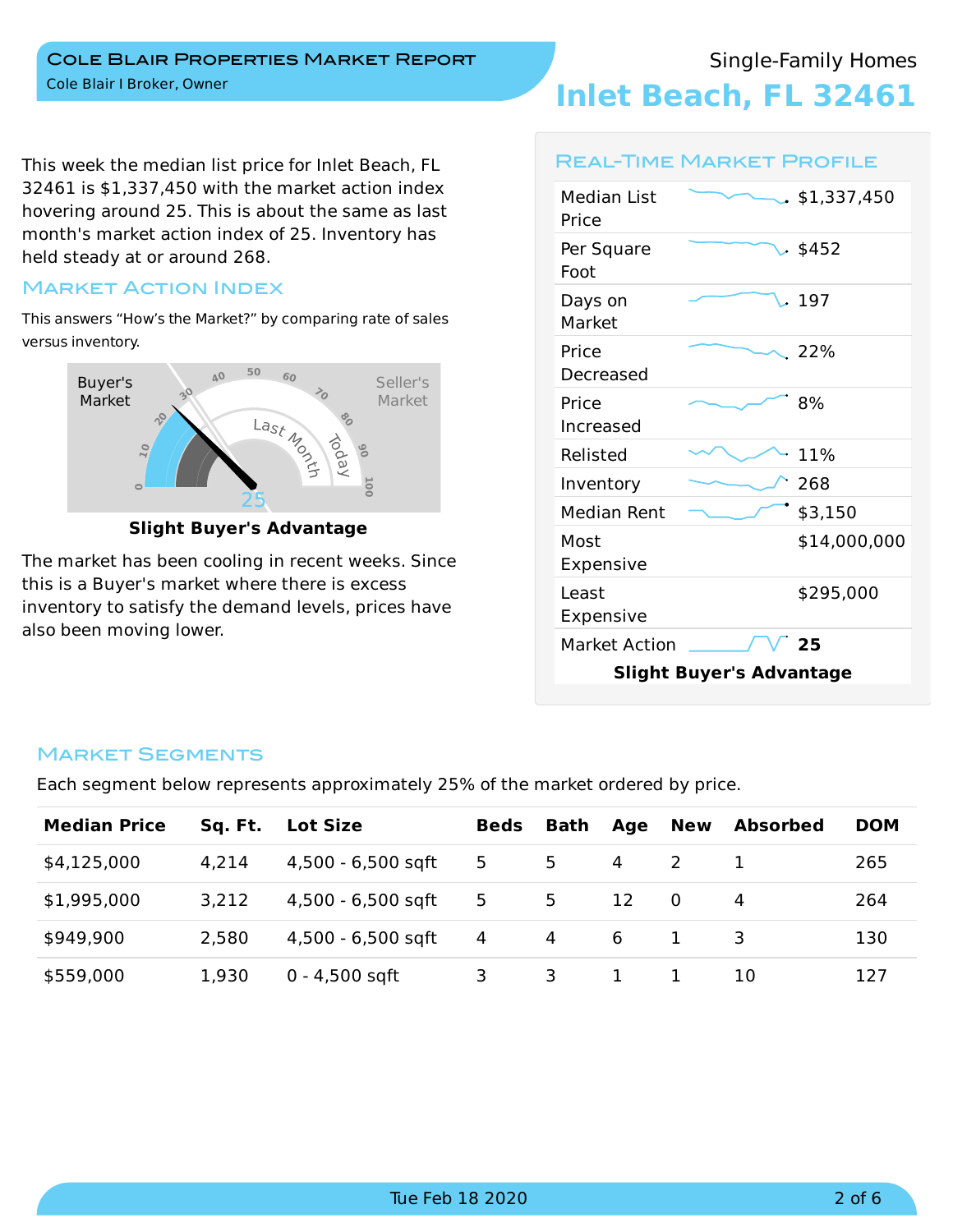# COLE BLAIR PROPERTIES MARKET REPORT

Cole Blair I Broker, Owner

## Single-Family Homes

# Inlet Beach, FL 32461

This week the median list price for Inlet Beach, FL 32461 is $1,337,450 with the market action index hovering around 25. This is about the same as last month's market action index of 25. Inventory has held steady at or around 268.

## MARKET ACTION INDEX

This answers “How's the Market?” by comparing rate of sales versus inventory.

Buyer's Market — Seller's Market

Last Month — Today

25

**Slight Buyer's Advantage**

The market has been cooling in recent weeks. Since this is a Buyer's market where there is excess inventory to satisfy the demand levels, prices have also been moving lower.

## REAL-TIME MARKET PROFILE

| | |
|---|---|
| Median List Price | $1,337,450 |
| Per Square Foot | $452 |
| Days on Market | 197 |
| Price Decreased | 22% |
| Price Increased | 8% |
| Relisted | 11% |
| Inventory | 268 |
| Median Rent | $3,150 |
| Most Expensive | $14,000,000 |
| Least Expensive | $295,000 |
| Market Action | **25** |

**Slight Buyer's Advantage**

## MARKET SEGMENTS

Each segment below represents approximately 25% of the market ordered by price.

| Median Price | Sq. Ft. | Lot Size | Beds | Bath | Age | New | Absorbed | DOM |
|---|---|---|---|---|---|---|---|---|
| $4,125,000 | 4,214 | 4,500 - 6,500 sqft | 5 | 5 | 4 | 2 | 1 | 265 |
| $1,995,000 | 3,212 | 4,500 - 6,500 sqft | 5 | 5 | 12 | 0 | 4 | 264 |
| $949,900 | 2,580 | 4,500 - 6,500 sqft | 4 | 4 | 6 | 1 | 3 | 130 |
| $559,000 | 1,930 | 0 - 4,500 sqft | 3 | 3 | 1 | 1 | 10 | 127 |

Tue Feb 18 2020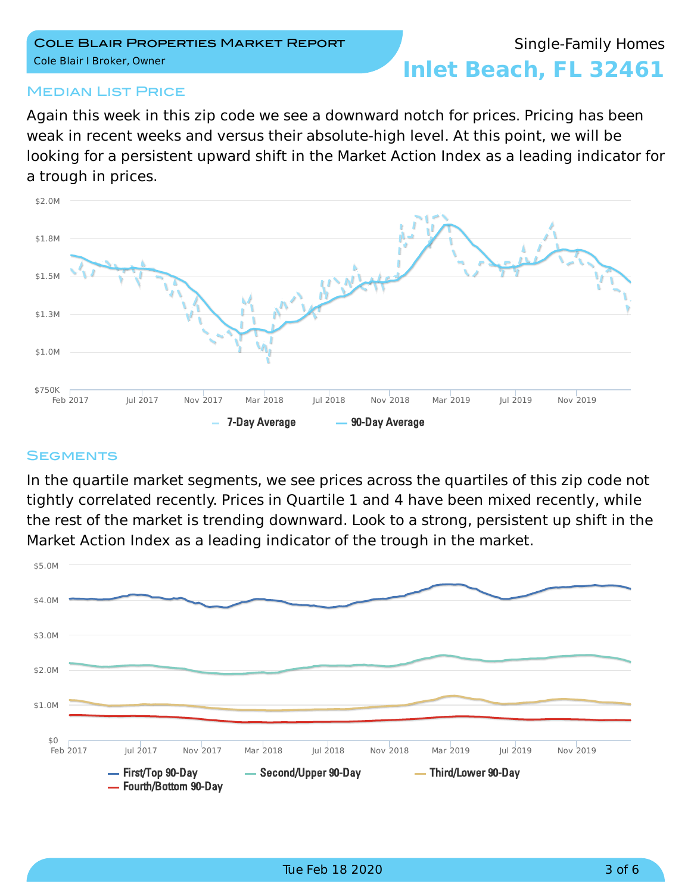Single-Family Homes

# Inlet Beach, FL 32461

## Median List Price

Again this week in this zip code we see a downward notch for prices. Pricing has been weak in recent weeks and versus their absolute-high level. At this point, we will be looking for a persistent upward shift in the Market Action Index as a leading indicator for a trough in prices.

## Segments

In the quartile market segments, we see prices across the quartiles of this zip code not tightly correlated recently. Prices in Quartile 1 and 4 have been mixed recently, while the rest of the market is trending downward. Look to a strong, persistent up shift in the Market Action Index as a leading indicator of the trough in the market.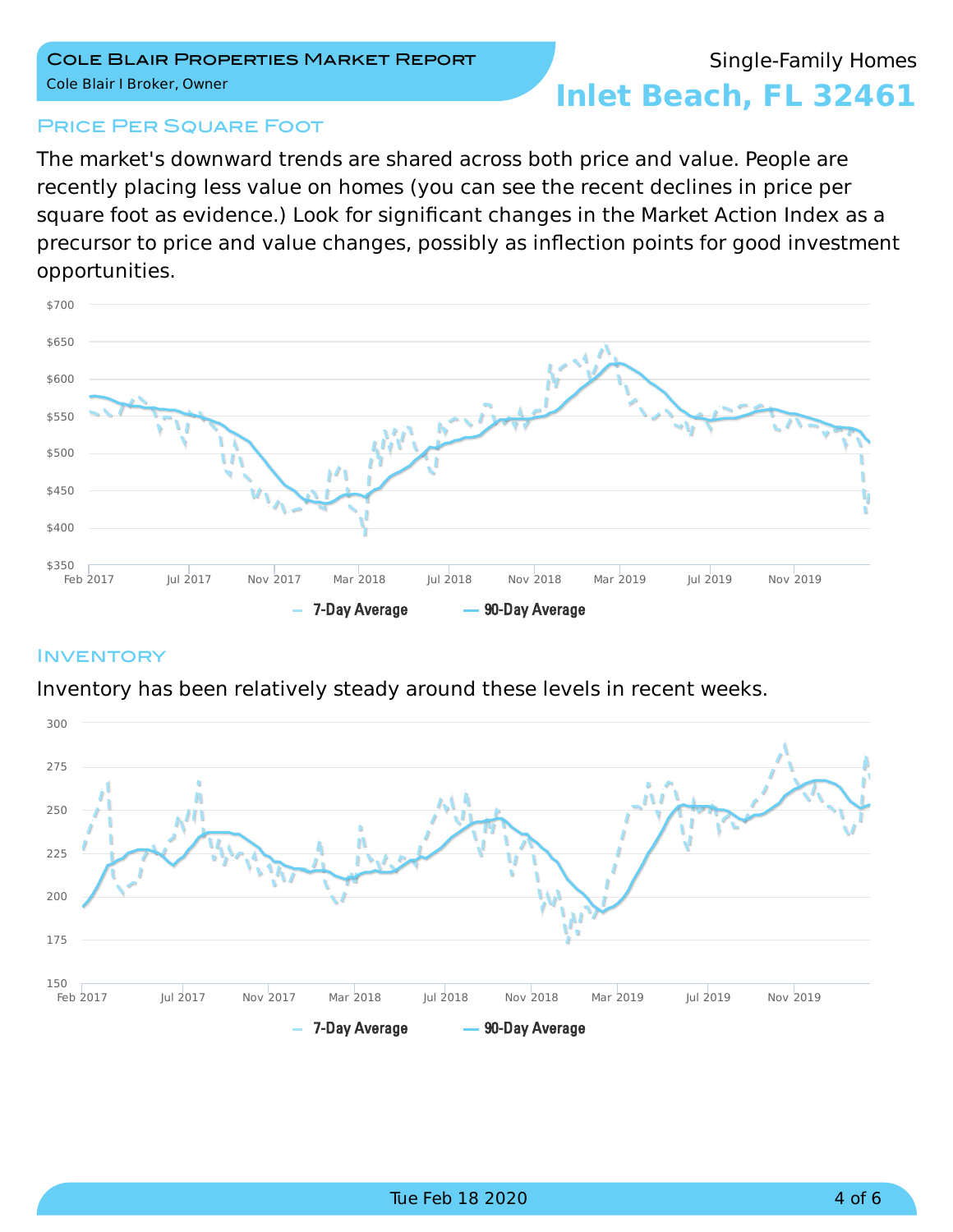# Cole Blair Properties Market Report

Cole Blair I Broker, Owner

Single-Family Homes

**Inlet Beach, FL 32461**

## Price Per Square Foot

The market's downward trends are shared across both price and value. People are recently placing less value on homes (you can see the recent declines in price per square foot as evidence.) Look for significant changes in the Market Action Index as a precursor to price and value changes, possibly as inflection points for good investment opportunities.

## Inventory

Inventory has been relatively steady around these levels in recent weeks.

Tue Feb 18 2020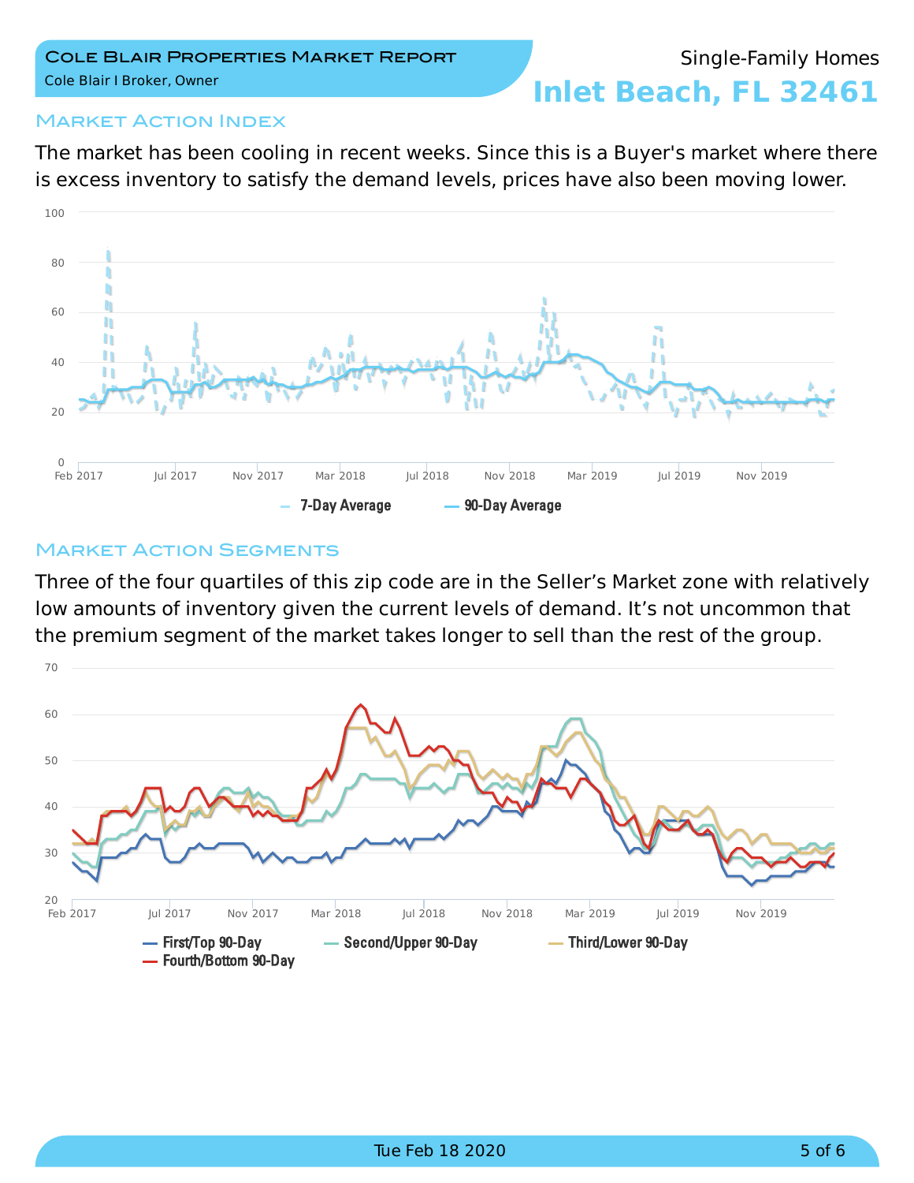Single-Family Homes

# Inlet Beach, FL 32461

## Market Action Index

The market has been cooling in recent weeks. Since this is a Buyer's market where there is excess inventory to satisfy the demand levels, prices have also been moving lower.

## Market Action Segments

Three of the four quartiles of this zip code are in the Seller's Market zone with relatively low amounts of inventory given the current levels of demand. It's not uncommon that the premium segment of the market takes longer to sell than the rest of the group.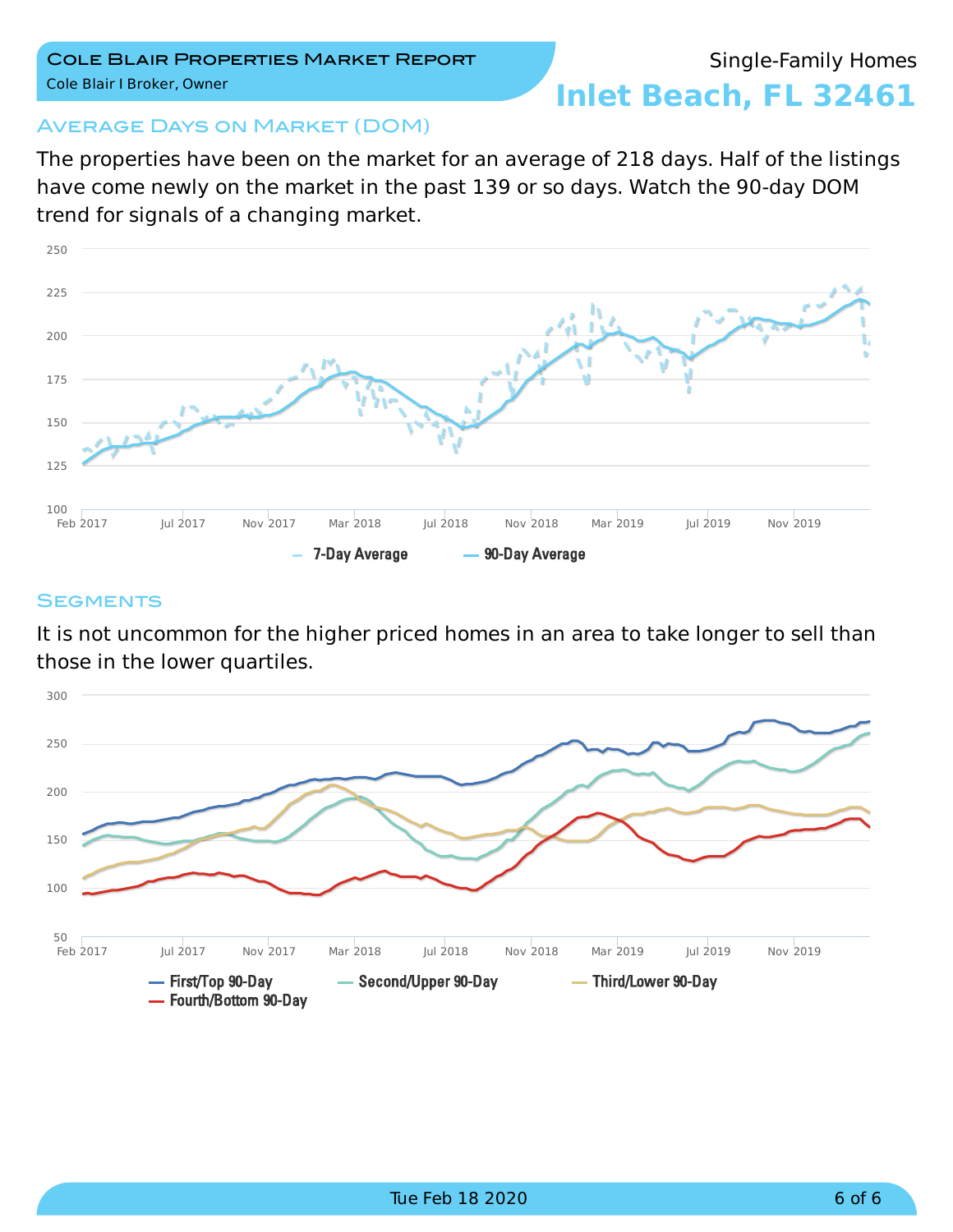Single-Family Homes

# Inlet Beach, FL 32461

## Average Days on Market (DOM)

The properties have been on the market for an average of 218 days. Half of the listings have come newly on the market in the past 139 or so days. Watch the 90-day DOM trend for signals of a changing market.

250
225
200
175
150
125
100
Feb 2017
Jul 2017
Nov 2017
Mar 2018
Jul 2018
Nov 2018
Mar 2019
Jul 2019
Nov 2019

7-Day Average
90-Day Average

## Segments

It is not uncommon for the higher priced homes in an area to take longer to sell than those in the lower quartiles.

300
250
200
150
100
50
Feb 2017
Jul 2017
Nov 2017
Mar 2018
Jul 2018
Nov 2018
Mar 2019
Jul 2019
Nov 2019

First/Top 90-Day
Second/Upper 90-Day
Third/Lower 90-Day
Fourth/Bottom 90-Day